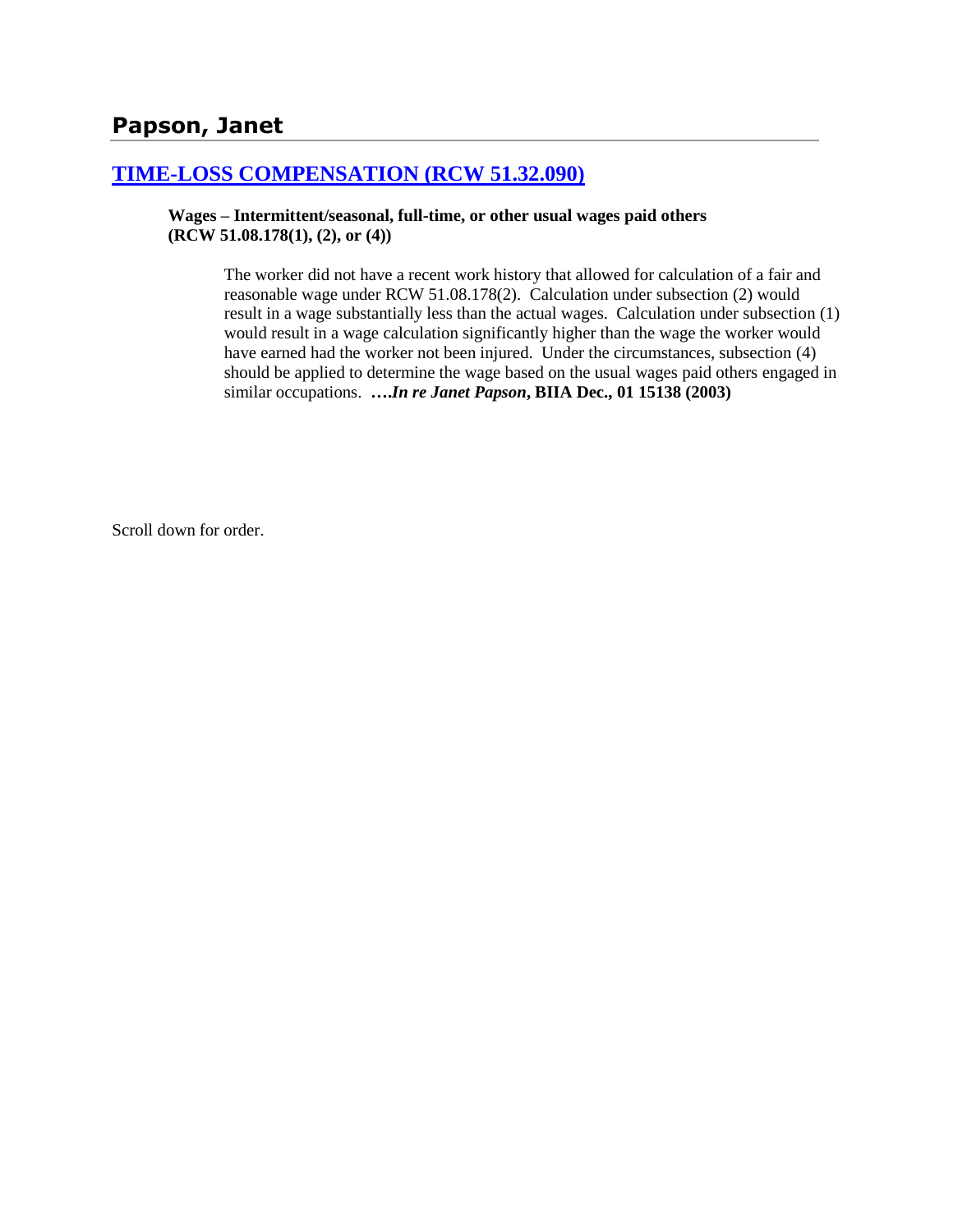## Papson, Janet

### [TIME-LOSS COMPENSATION (RCW 51.32.090)]

**Wages – Intermittent/seasonal, full-time, or other usual wages paid others (RCW 51.08.178(1), (2), or (4))**

The worker did not have a recent work history that allowed for calculation of a fair and reasonable wage under RCW 51.08.178(2). Calculation under subsection (2) would result in a wage substantially less than the actual wages. Calculation under subsection (1) would result in a wage calculation significantly higher than the wage the worker would have earned had the worker not been injured. Under the circumstances, subsection (4) should be applied to determine the wage based on the usual wages paid others engaged in similar occupations. **….*In re Janet Papson*, BIIA Dec., 01 15138 (2003)**

Scroll down for order.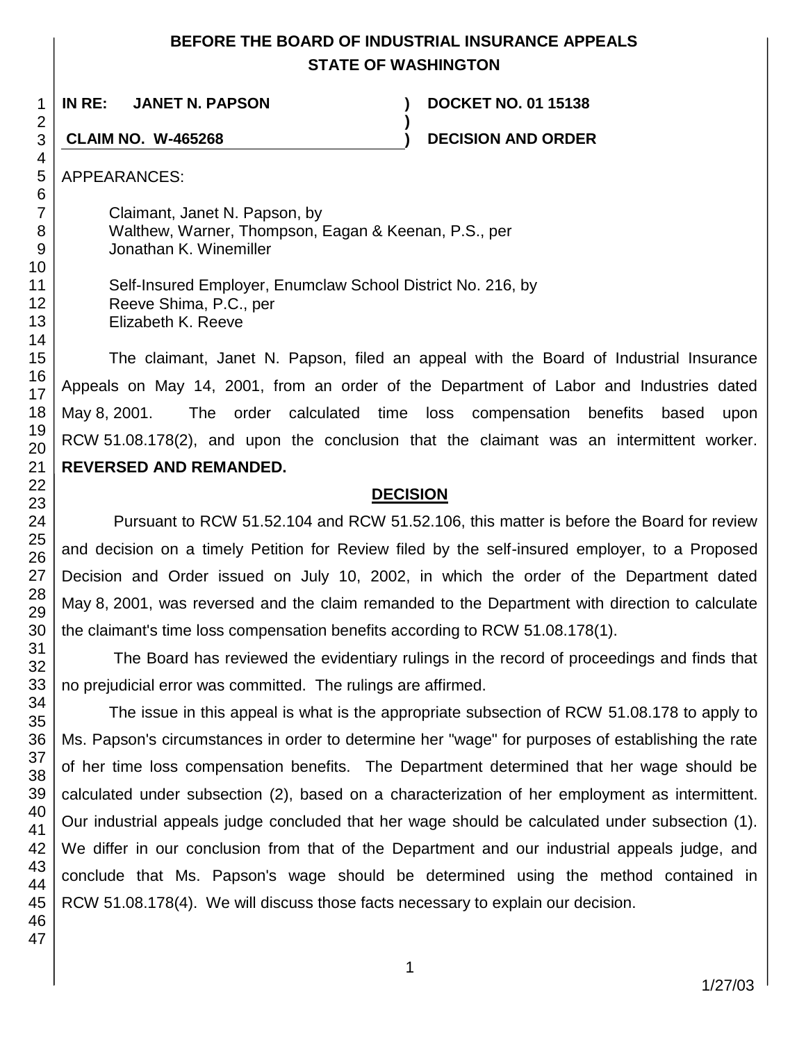# BEFORE THE BOARD OF INDUSTRIAL INSURANCE APPEALS STATE OF WASHINGTON

| | | |
|---|---|---|
| **IN RE: JANET N. PAPSON** | **)** | **DOCKET NO. 01 15138** |
| | **)** | |
| **CLAIM NO. W-465268** | **)** | **DECISION AND ORDER** |

APPEARANCES:

Claimant, Janet N. Papson, by
Walthew, Warner, Thompson, Eagan & Keenan, P.S., per
Jonathan K. Winemiller

Self-Insured Employer, Enumclaw School District No. 216, by
Reeve Shima, P.C., per
Elizabeth K. Reeve

The claimant, Janet N. Papson, filed an appeal with the Board of Industrial Insurance Appeals on May 14, 2001, from an order of the Department of Labor and Industries dated May 8, 2001. The order calculated time loss compensation benefits based upon RCW 51.08.178(2), and upon the conclusion that the claimant was an intermittent worker. **REVERSED AND REMANDED.**

## DECISION

Pursuant to RCW 51.52.104 and RCW 51.52.106, this matter is before the Board for review and decision on a timely Petition for Review filed by the self-insured employer, to a Proposed Decision and Order issued on July 10, 2002, in which the order of the Department dated May 8, 2001, was reversed and the claim remanded to the Department with direction to calculate the claimant's time loss compensation benefits according to RCW 51.08.178(1).

The Board has reviewed the evidentiary rulings in the record of proceedings and finds that no prejudicial error was committed. The rulings are affirmed.

The issue in this appeal is what is the appropriate subsection of RCW 51.08.178 to apply to Ms. Papson's circumstances in order to determine her "wage" for purposes of establishing the rate of her time loss compensation benefits. The Department determined that her wage should be calculated under subsection (2), based on a characterization of her employment as intermittent. Our industrial appeals judge concluded that her wage should be calculated under subsection (1). We differ in our conclusion from that of the Department and our industrial appeals judge, and conclude that Ms. Papson's wage should be determined using the method contained in RCW 51.08.178(4). We will discuss those facts necessary to explain our decision.

1/27/03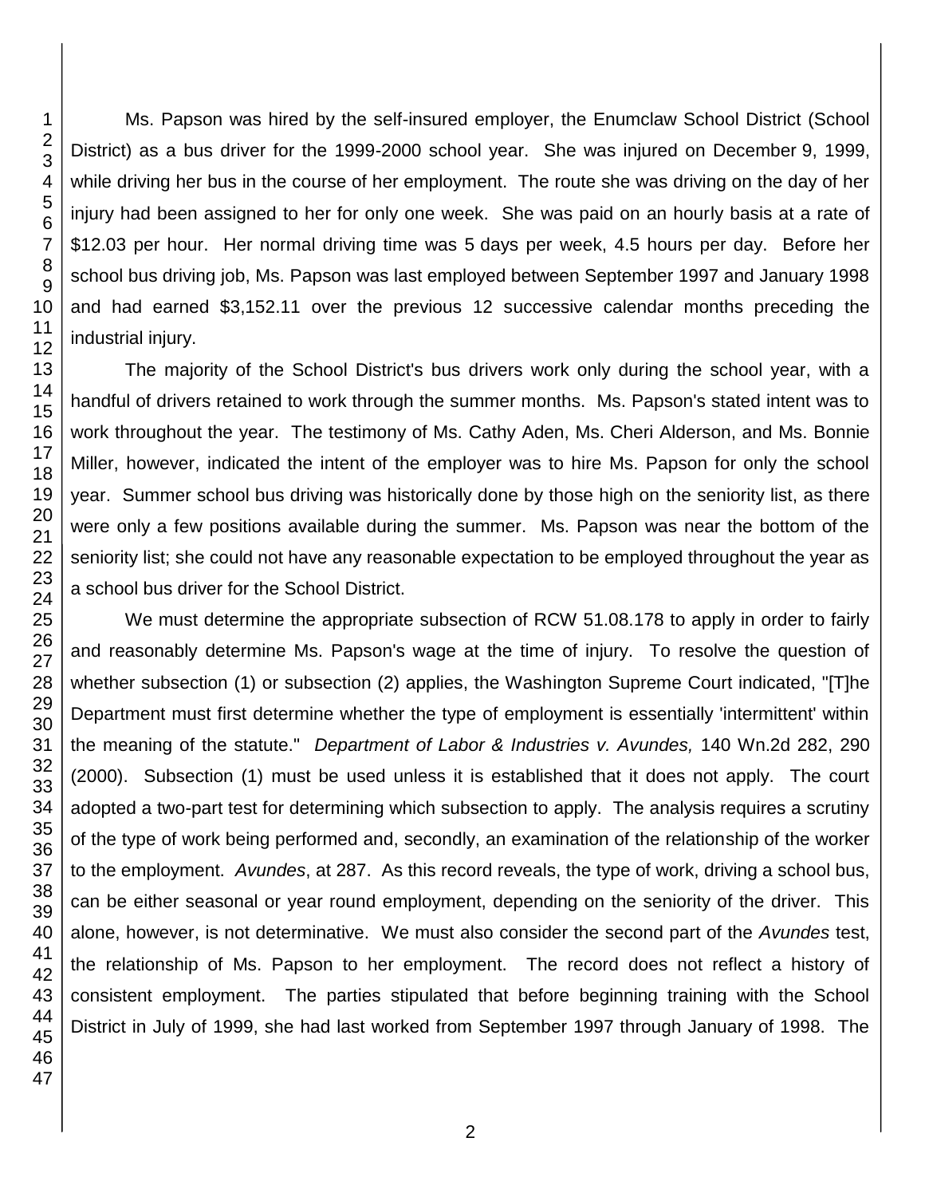Ms. Papson was hired by the self-insured employer, the Enumclaw School District (School District) as a bus driver for the 1999-2000 school year. She was injured on December 9, 1999, while driving her bus in the course of her employment. The route she was driving on the day of her injury had been assigned to her for only one week. She was paid on an hourly basis at a rate of $12.03 per hour. Her normal driving time was 5 days per week, 4.5 hours per day. Before her school bus driving job, Ms. Papson was last employed between September 1997 and January 1998 and had earned $3,152.11 over the previous 12 successive calendar months preceding the industrial injury.

The majority of the School District's bus drivers work only during the school year, with a handful of drivers retained to work through the summer months. Ms. Papson's stated intent was to work throughout the year. The testimony of Ms. Cathy Aden, Ms. Cheri Alderson, and Ms. Bonnie Miller, however, indicated the intent of the employer was to hire Ms. Papson for only the school year. Summer school bus driving was historically done by those high on the seniority list, as there were only a few positions available during the summer. Ms. Papson was near the bottom of the seniority list; she could not have any reasonable expectation to be employed throughout the year as a school bus driver for the School District.

We must determine the appropriate subsection of RCW 51.08.178 to apply in order to fairly and reasonably determine Ms. Papson's wage at the time of injury. To resolve the question of whether subsection (1) or subsection (2) applies, the Washington Supreme Court indicated, "[T]he Department must first determine whether the type of employment is essentially 'intermittent' within the meaning of the statute." *Department of Labor & Industries v. Avundes,* 140 Wn.2d 282, 290 (2000). Subsection (1) must be used unless it is established that it does not apply. The court adopted a two-part test for determining which subsection to apply. The analysis requires a scrutiny of the type of work being performed and, secondly, an examination of the relationship of the worker to the employment. *Avundes*, at 287. As this record reveals, the type of work, driving a school bus, can be either seasonal or year round employment, depending on the seniority of the driver. This alone, however, is not determinative. We must also consider the second part of the *Avundes* test, the relationship of Ms. Papson to her employment. The record does not reflect a history of consistent employment. The parties stipulated that before beginning training with the School District in July of 1999, she had last worked from September 1997 through January of 1998. The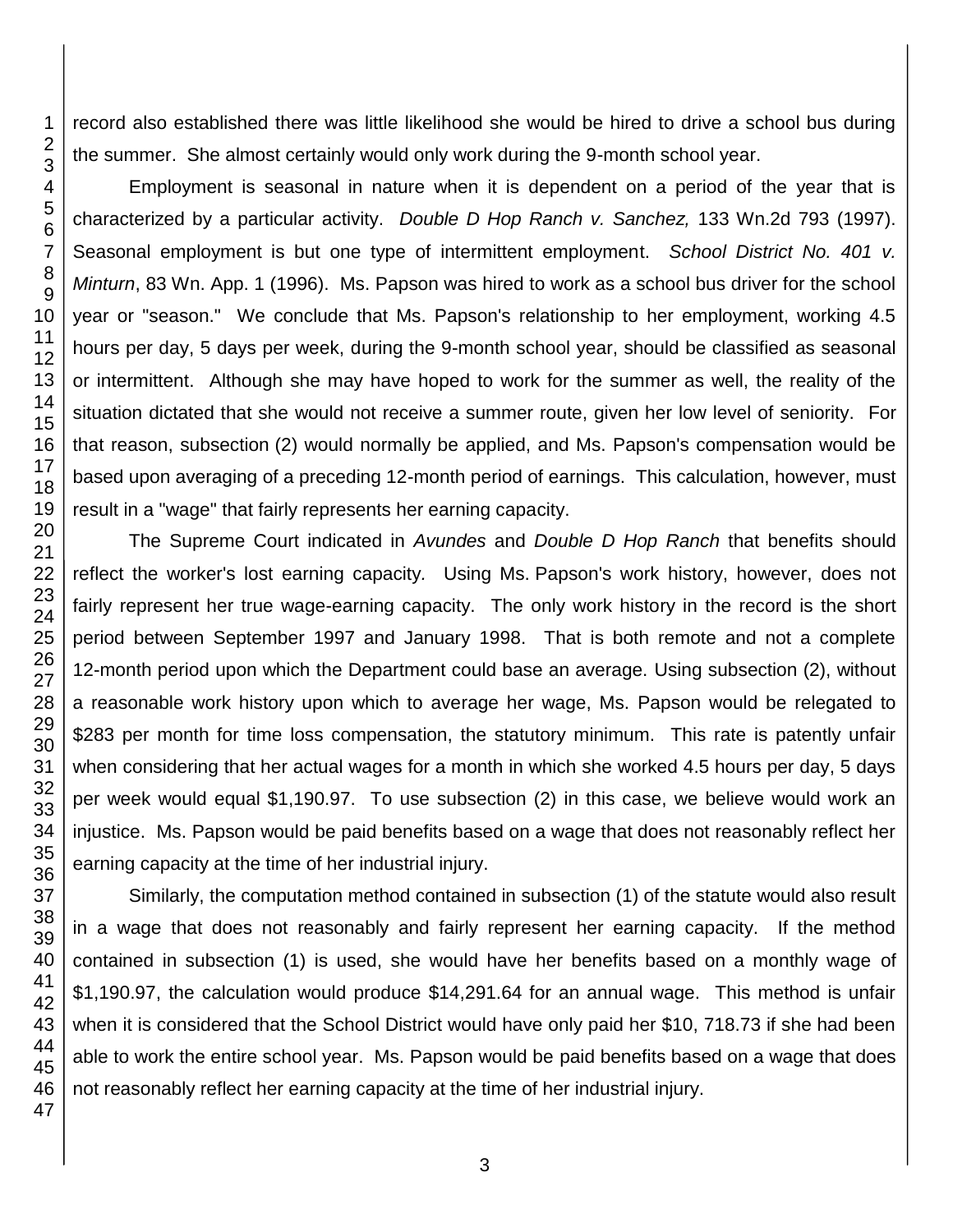record also established there was little likelihood she would be hired to drive a school bus during the summer. She almost certainly would only work during the 9-month school year.

Employment is seasonal in nature when it is dependent on a period of the year that is characterized by a particular activity. *Double D Hop Ranch v. Sanchez,* 133 Wn.2d 793 (1997). Seasonal employment is but one type of intermittent employment. *School District No. 401 v. Minturn*, 83 Wn. App. 1 (1996). Ms. Papson was hired to work as a school bus driver for the school year or "season." We conclude that Ms. Papson's relationship to her employment, working 4.5 hours per day, 5 days per week, during the 9-month school year, should be classified as seasonal or intermittent. Although she may have hoped to work for the summer as well, the reality of the situation dictated that she would not receive a summer route, given her low level of seniority. For that reason, subsection (2) would normally be applied, and Ms. Papson's compensation would be based upon averaging of a preceding 12-month period of earnings. This calculation, however, must result in a "wage" that fairly represents her earning capacity.

The Supreme Court indicated in *Avundes* and *Double D Hop Ranch* that benefits should reflect the worker's lost earning capacity. Using Ms. Papson's work history, however, does not fairly represent her true wage-earning capacity. The only work history in the record is the short period between September 1997 and January 1998. That is both remote and not a complete 12-month period upon which the Department could base an average. Using subsection (2), without a reasonable work history upon which to average her wage, Ms. Papson would be relegated to $283 per month for time loss compensation, the statutory minimum. This rate is patently unfair when considering that her actual wages for a month in which she worked 4.5 hours per day, 5 days per week would equal $1,190.97. To use subsection (2) in this case, we believe would work an injustice. Ms. Papson would be paid benefits based on a wage that does not reasonably reflect her earning capacity at the time of her industrial injury.

Similarly, the computation method contained in subsection (1) of the statute would also result in a wage that does not reasonably and fairly represent her earning capacity. If the method contained in subsection (1) is used, she would have her benefits based on a monthly wage of $1,190.97, the calculation would produce $14,291.64 for an annual wage. This method is unfair when it is considered that the School District would have only paid her $10, 718.73 if she had been able to work the entire school year. Ms. Papson would be paid benefits based on a wage that does not reasonably reflect her earning capacity at the time of her industrial injury.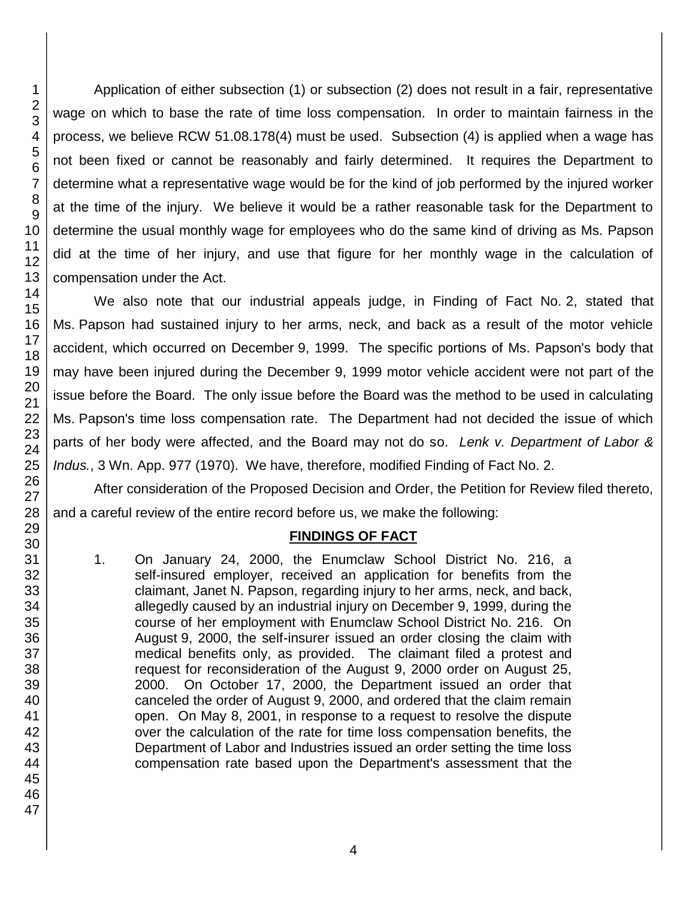Application of either subsection (1) or subsection (2) does not result in a fair, representative wage on which to base the rate of time loss compensation. In order to maintain fairness in the process, we believe RCW 51.08.178(4) must be used. Subsection (4) is applied when a wage has not been fixed or cannot be reasonably and fairly determined. It requires the Department to determine what a representative wage would be for the kind of job performed by the injured worker at the time of the injury. We believe it would be a rather reasonable task for the Department to determine the usual monthly wage for employees who do the same kind of driving as Ms. Papson did at the time of her injury, and use that figure for her monthly wage in the calculation of compensation under the Act.

We also note that our industrial appeals judge, in Finding of Fact No. 2, stated that Ms. Papson had sustained injury to her arms, neck, and back as a result of the motor vehicle accident, which occurred on December 9, 1999. The specific portions of Ms. Papson's body that may have been injured during the December 9, 1999 motor vehicle accident were not part of the issue before the Board. The only issue before the Board was the method to be used in calculating Ms. Papson's time loss compensation rate. The Department had not decided the issue of which parts of her body were affected, and the Board may not do so. *Lenk v. Department of Labor & Indus.*, 3 Wn. App. 977 (1970). We have, therefore, modified Finding of Fact No. 2.

After consideration of the Proposed Decision and Order, the Petition for Review filed thereto, and a careful review of the entire record before us, we make the following:

## FINDINGS OF FACT

1. On January 24, 2000, the Enumclaw School District No. 216, a self-insured employer, received an application for benefits from the claimant, Janet N. Papson, regarding injury to her arms, neck, and back, allegedly caused by an industrial injury on December 9, 1999, during the course of her employment with Enumclaw School District No. 216. On August 9, 2000, the self-insurer issued an order closing the claim with medical benefits only, as provided. The claimant filed a protest and request for reconsideration of the August 9, 2000 order on August 25, 2000. On October 17, 2000, the Department issued an order that canceled the order of August 9, 2000, and ordered that the claim remain open. On May 8, 2001, in response to a request to resolve the dispute over the calculation of the rate for time loss compensation benefits, the Department of Labor and Industries issued an order setting the time loss compensation rate based upon the Department's assessment that the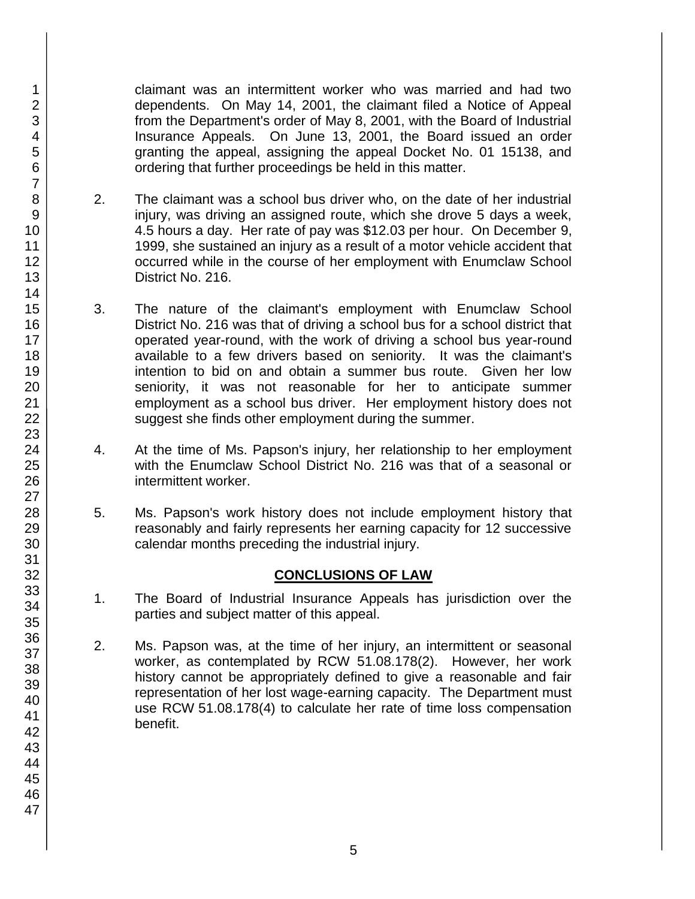claimant was an intermittent worker who was married and had two dependents. On May 14, 2001, the claimant filed a Notice of Appeal from the Department's order of May 8, 2001, with the Board of Industrial Insurance Appeals. On June 13, 2001, the Board issued an order granting the appeal, assigning the appeal Docket No. 01 15138, and ordering that further proceedings be held in this matter.

2. The claimant was a school bus driver who, on the date of her industrial injury, was driving an assigned route, which she drove 5 days a week, 4.5 hours a day. Her rate of pay was $12.03 per hour. On December 9, 1999, she sustained an injury as a result of a motor vehicle accident that occurred while in the course of her employment with Enumclaw School District No. 216.

3. The nature of the claimant's employment with Enumclaw School District No. 216 was that of driving a school bus for a school district that operated year-round, with the work of driving a school bus year-round available to a few drivers based on seniority. It was the claimant's intention to bid on and obtain a summer bus route. Given her low seniority, it was not reasonable for her to anticipate summer employment as a school bus driver. Her employment history does not suggest she finds other employment during the summer.

4. At the time of Ms. Papson's injury, her relationship to her employment with the Enumclaw School District No. 216 was that of a seasonal or intermittent worker.

5. Ms. Papson's work history does not include employment history that reasonably and fairly represents her earning capacity for 12 successive calendar months preceding the industrial injury.

## CONCLUSIONS OF LAW

1. The Board of Industrial Insurance Appeals has jurisdiction over the parties and subject matter of this appeal.

2. Ms. Papson was, at the time of her injury, an intermittent or seasonal worker, as contemplated by RCW 51.08.178(2). However, her work history cannot be appropriately defined to give a reasonable and fair representation of her lost wage-earning capacity. The Department must use RCW 51.08.178(4) to calculate her rate of time loss compensation benefit.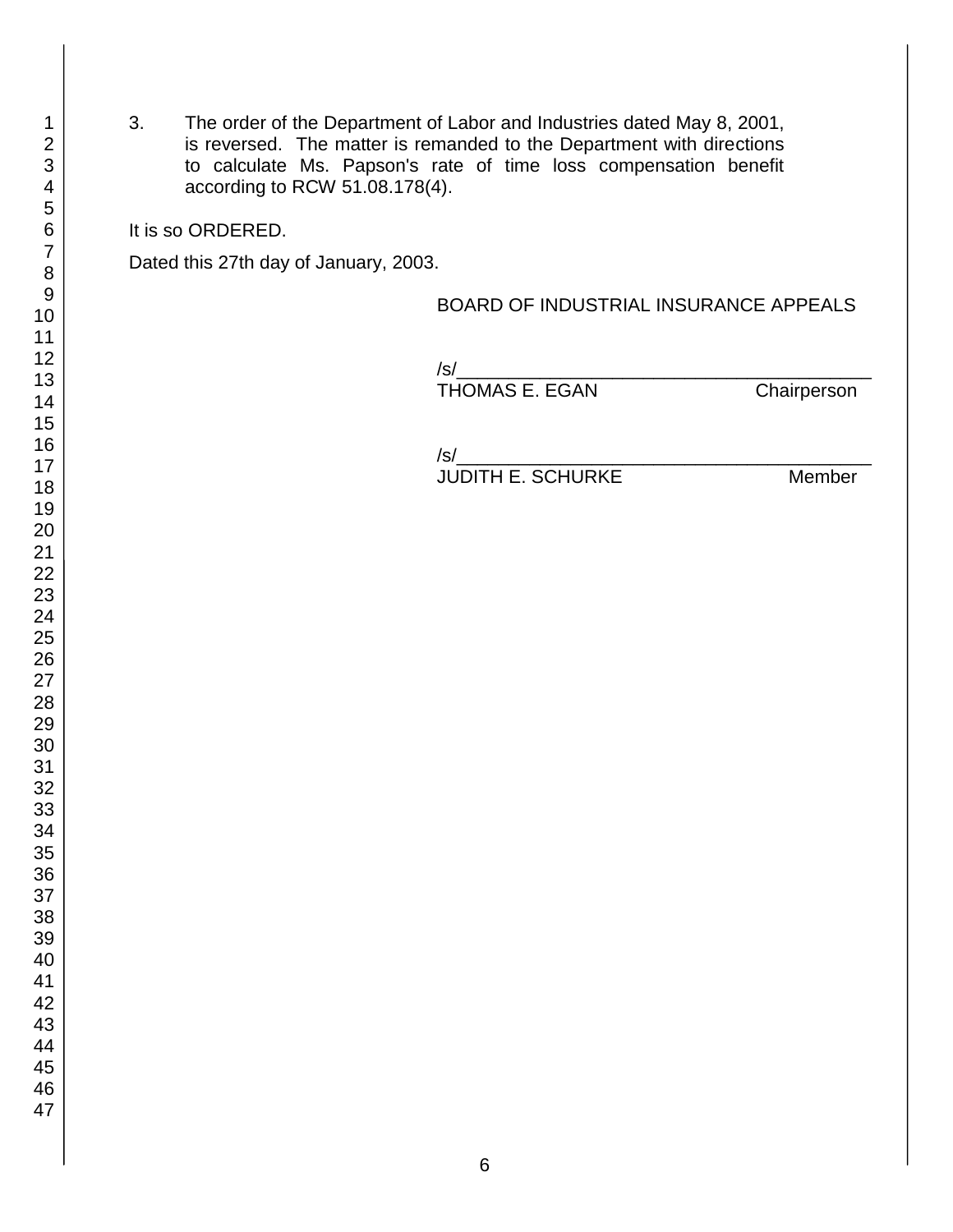3. The order of the Department of Labor and Industries dated May 8, 2001, is reversed. The matter is remanded to the Department with directions to calculate Ms. Papson's rate of time loss compensation benefit according to RCW 51.08.178(4).

It is so ORDERED.

Dated this 27th day of January, 2003.

BOARD OF INDUSTRIAL INSURANCE APPEALS

/s/________________________________________
THOMAS E. EGAN Chairperson

/s/________________________________________
JUDITH E. SCHURKE Member